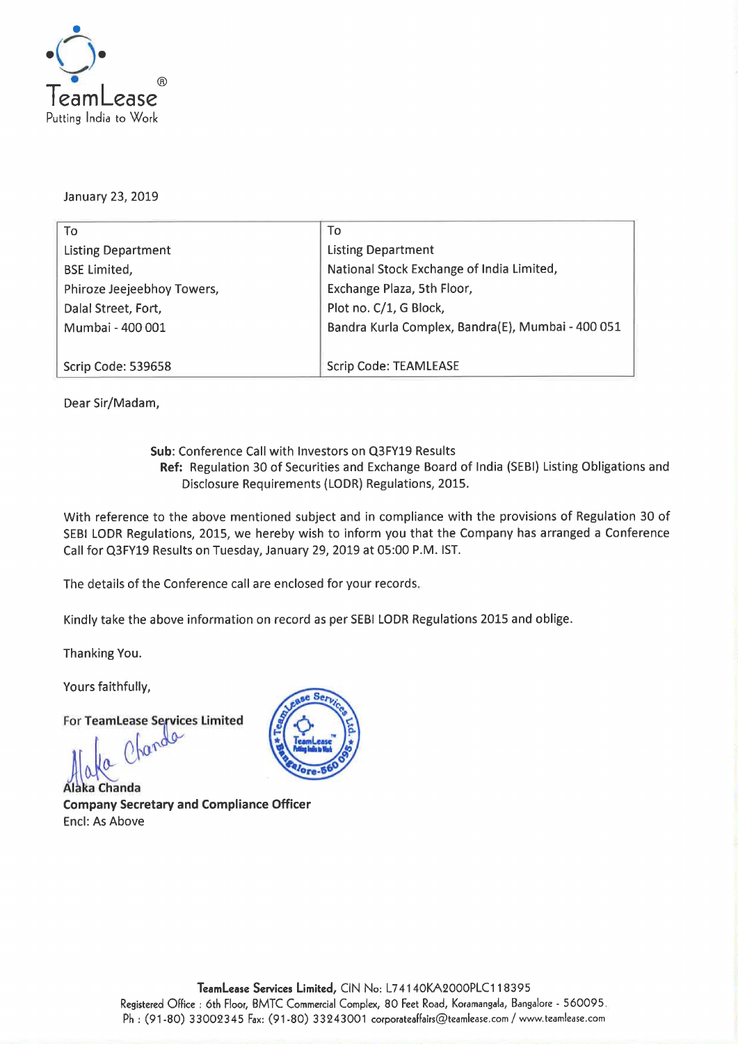TeamLease®
Putting India to Work

January 23, 2019

| | |
|---|---|
| To<br>Listing Department<br>BSE Limited,<br>Phiroze Jeejeebhoy Towers,<br>Dalal Street, Fort,<br>Mumbai - 400 001<br><br>Scrip Code: 539658 | To<br>Listing Department<br>National Stock Exchange of India Limited,<br>Exchange Plaza, 5th Floor,<br>Plot no. C/1, G Block,<br>Bandra Kurla Complex, Bandra(E), Mumbai - 400 051<br><br>Scrip Code: TEAMLEASE |

Dear Sir/Madam,

**Sub:** Conference Call with Investors on Q3FY19 Results
**Ref:** Regulation 30 of Securities and Exchange Board of India (SEBI) Listing Obligations and Disclosure Requirements (LODR) Regulations, 2015.

With reference to the above mentioned subject and in compliance with the provisions of Regulation 30 of SEBI LODR Regulations, 2015, we hereby wish to inform you that the Company has arranged a Conference Call for Q3FY19 Results on Tuesday, January 29, 2019 at 05:00 P.M. IST.

The details of the Conference call are enclosed for your records.

Kindly take the above information on record as per SEBI LODR Regulations 2015 and oblige.

Thanking You.

Yours faithfully,

**For TeamLease Services Limited**

**Alaka Chanda**
**Company Secretary and Compliance Officer**
Encl: As Above

**TeamLease Services Limited,** CIN No: L74140KA2000PLC118395
Registered Office : 6th Floor, BMTC Commercial Complex, 80 Feet Road, Koramangala, Bangalore - 560095.
Ph : (91-80) 33002345 Fax: (91-80) 33243001 corporateaffairs@teamlease.com / www.teamlease.com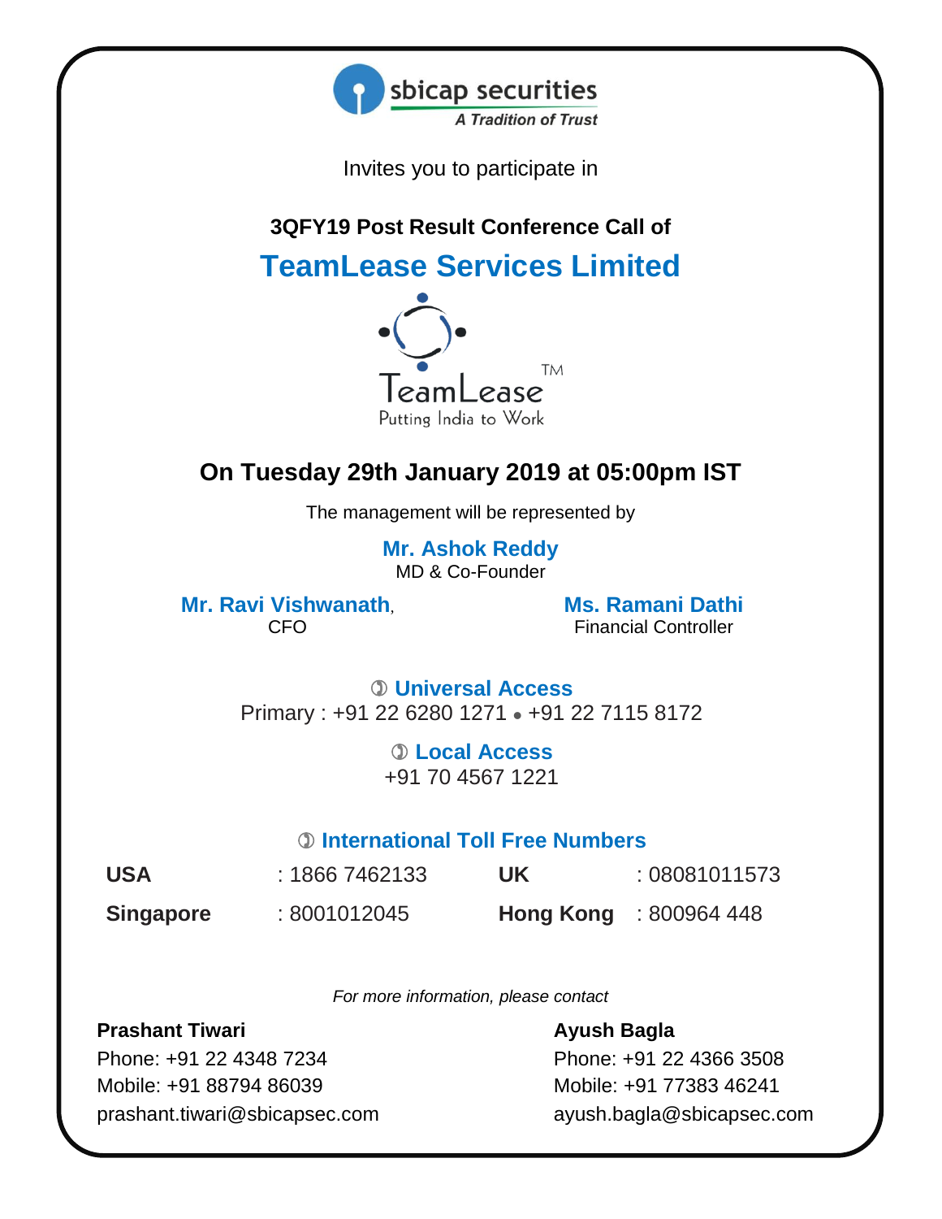sbicap securities
*A Tradition of Trust*

Invites you to participate in

**3QFY19 Post Result Conference Call of**

# TeamLease Services Limited

TeamLease™
Putting India to Work

## On Tuesday 29th January 2019 at 05:00pm IST

The management will be represented by

**Mr. Ashok Reddy**
MD & Co-Founder

**Mr. Ravi Vishwanath**,
CFO

**Ms. Ramani Dathi**
Financial Controller

### Universal Access

Primary : +91 22 6280 1271 • +91 22 7115 8172

### Local Access

+91 70 4567 1221

### International Toll Free Numbers

| | | | |
|---|---|---|---|
| **USA** | : 1866 7462133 | **UK** | : 08081011573 |
| **Singapore** | : 8001012045 | **Hong Kong** | : 800964 448 |

*For more information, please contact*

**Prashant Tiwari**
Phone: +91 22 4348 7234
Mobile: +91 88794 86039
prashant.tiwari@sbicapsec.com

**Ayush Bagla**
Phone: +91 22 4366 3508
Mobile: +91 77383 46241
ayush.bagla@sbicapsec.com